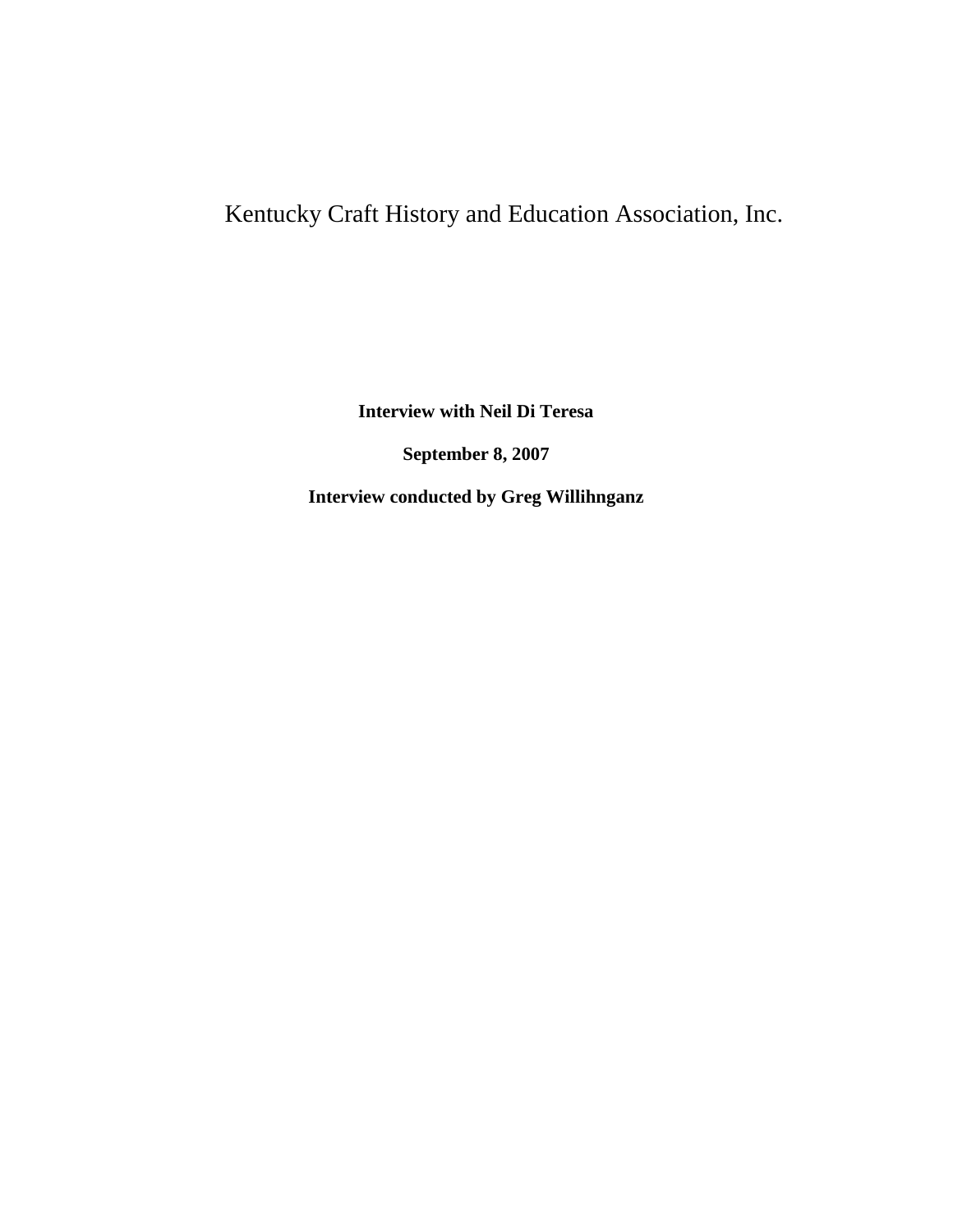# Kentucky Craft History and Education Association, Inc.

**Interview with Neil Di Teresa**

**September 8, 2007**

**Interview conducted by Greg Willihnganz**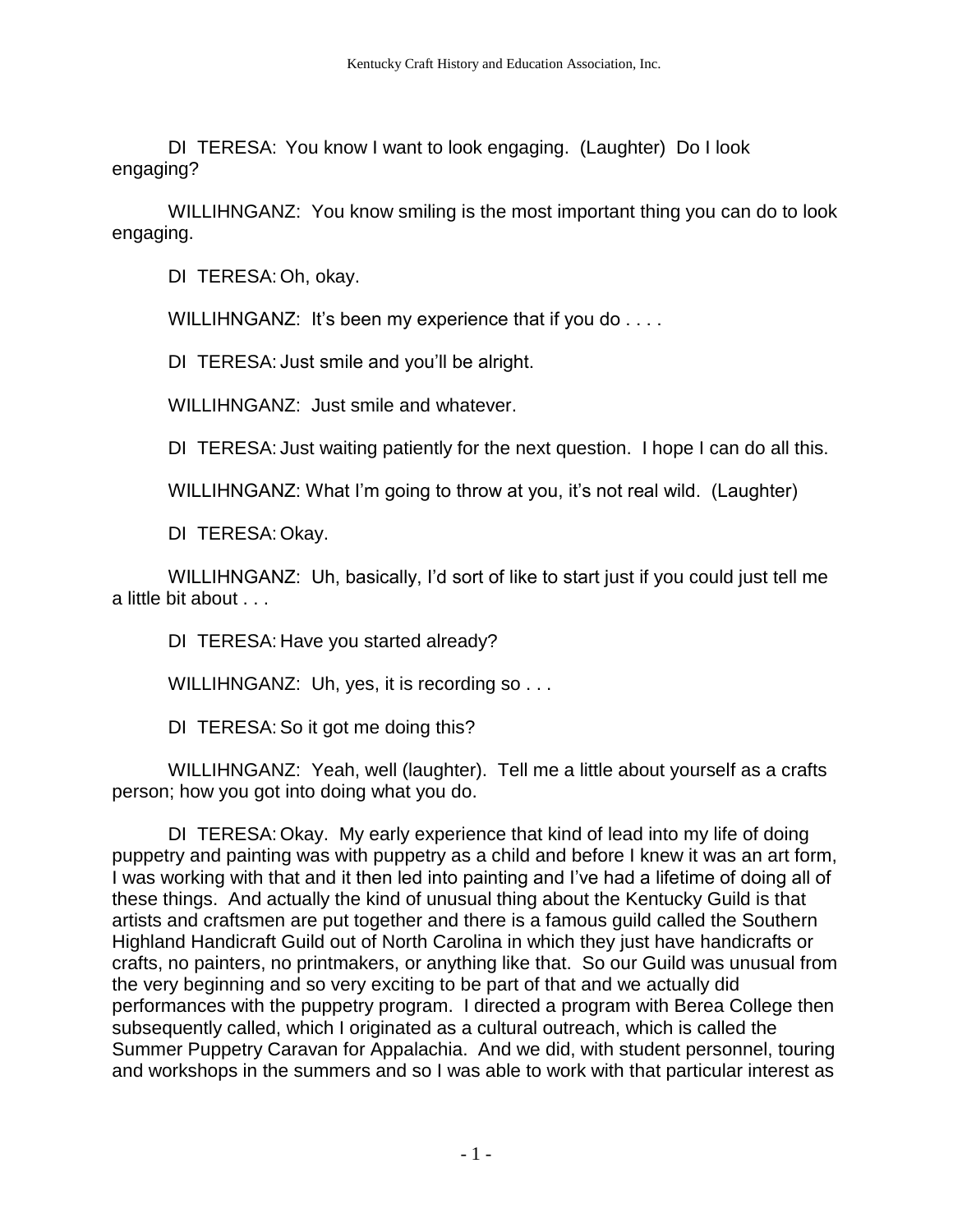DI TERESA: You know I want to look engaging. (Laughter) Do I look engaging?

WILLIHNGANZ: You know smiling is the most important thing you can do to look engaging.

DI TERESA: Oh, okay.

WILLIHNGANZ: It's been my experience that if you do . . . .

DI TERESA: Just smile and you'll be alright.

WILLIHNGANZ: Just smile and whatever.

DI TERESA: Just waiting patiently for the next question. I hope I can do all this.

WILLIHNGANZ: What I'm going to throw at you, it's not real wild. (Laughter)

DI TERESA: Okay.

WILLIHNGANZ: Uh, basically, I'd sort of like to start just if you could just tell me a little bit about . . .

DI TERESA: Have you started already?

WILLIHNGANZ: Uh, yes, it is recording so . . .

DI TERESA: So it got me doing this?

WILLIHNGANZ: Yeah, well (laughter). Tell me a little about yourself as a crafts person; how you got into doing what you do.

DI TERESA: Okay. My early experience that kind of lead into my life of doing puppetry and painting was with puppetry as a child and before I knew it was an art form, I was working with that and it then led into painting and I've had a lifetime of doing all of these things. And actually the kind of unusual thing about the Kentucky Guild is that artists and craftsmen are put together and there is a famous guild called the Southern Highland Handicraft Guild out of North Carolina in which they just have handicrafts or crafts, no painters, no printmakers, or anything like that. So our Guild was unusual from the very beginning and so very exciting to be part of that and we actually did performances with the puppetry program. I directed a program with Berea College then subsequently called, which I originated as a cultural outreach, which is called the Summer Puppetry Caravan for Appalachia. And we did, with student personnel, touring and workshops in the summers and so I was able to work with that particular interest as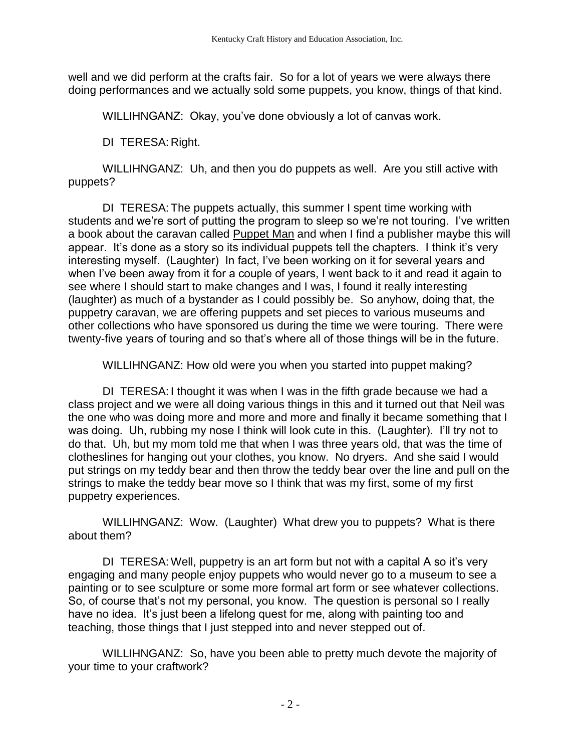well and we did perform at the crafts fair. So for a lot of years we were always there doing performances and we actually sold some puppets, you know, things of that kind.

WILLIHNGANZ: Okay, you've done obviously a lot of canvas work.

DI TERESA: Right.

WILLIHNGANZ: Uh, and then you do puppets as well. Are you still active with puppets?

DI TERESA: The puppets actually, this summer I spent time working with students and we're sort of putting the program to sleep so we're not touring. I've written a book about the caravan called Puppet Man and when I find a publisher maybe this will appear. It's done as a story so its individual puppets tell the chapters. I think it's very interesting myself. (Laughter) In fact, I've been working on it for several years and when I've been away from it for a couple of years, I went back to it and read it again to see where I should start to make changes and I was, I found it really interesting (laughter) as much of a bystander as I could possibly be. So anyhow, doing that, the puppetry caravan, we are offering puppets and set pieces to various museums and other collections who have sponsored us during the time we were touring. There were twenty-five years of touring and so that's where all of those things will be in the future.

WILLIHNGANZ: How old were you when you started into puppet making?

DI TERESA: I thought it was when I was in the fifth grade because we had a class project and we were all doing various things in this and it turned out that Neil was the one who was doing more and more and more and finally it became something that I was doing. Uh, rubbing my nose I think will look cute in this. (Laughter). I'll try not to do that. Uh, but my mom told me that when I was three years old, that was the time of clotheslines for hanging out your clothes, you know. No dryers. And she said I would put strings on my teddy bear and then throw the teddy bear over the line and pull on the strings to make the teddy bear move so I think that was my first, some of my first puppetry experiences.

WILLIHNGANZ: Wow. (Laughter) What drew you to puppets? What is there about them?

DI TERESA: Well, puppetry is an art form but not with a capital A so it's very engaging and many people enjoy puppets who would never go to a museum to see a painting or to see sculpture or some more formal art form or see whatever collections. So, of course that's not my personal, you know. The question is personal so I really have no idea. It's just been a lifelong quest for me, along with painting too and teaching, those things that I just stepped into and never stepped out of.

WILLIHNGANZ: So, have you been able to pretty much devote the majority of your time to your craftwork?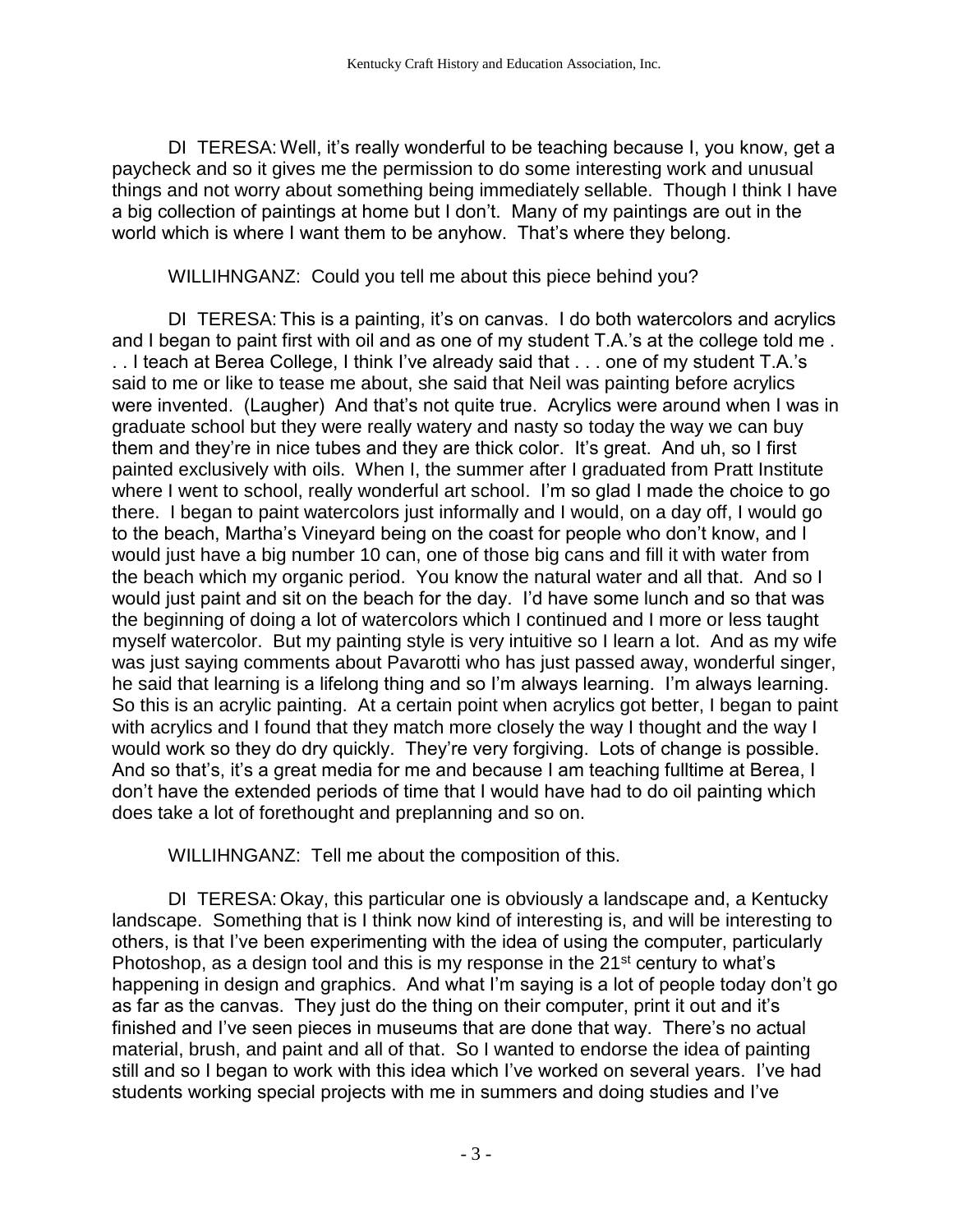DI TERESA: Well, it's really wonderful to be teaching because I, you know, get a paycheck and so it gives me the permission to do some interesting work and unusual things and not worry about something being immediately sellable. Though I think I have a big collection of paintings at home but I don't. Many of my paintings are out in the world which is where I want them to be anyhow. That's where they belong.

WILLIHNGANZ: Could you tell me about this piece behind you?

DI TERESA: This is a painting, it's on canvas. I do both watercolors and acrylics and I began to paint first with oil and as one of my student T.A.'s at the college told me . . . I teach at Berea College, I think I've already said that . . . one of my student T.A.'s said to me or like to tease me about, she said that Neil was painting before acrylics were invented. (Laugher) And that's not quite true. Acrylics were around when I was in graduate school but they were really watery and nasty so today the way we can buy them and they're in nice tubes and they are thick color. It's great. And uh, so I first painted exclusively with oils. When I, the summer after I graduated from Pratt Institute where I went to school, really wonderful art school. I'm so glad I made the choice to go there. I began to paint watercolors just informally and I would, on a day off, I would go to the beach, Martha's Vineyard being on the coast for people who don't know, and I would just have a big number 10 can, one of those big cans and fill it with water from the beach which my organic period. You know the natural water and all that. And so I would just paint and sit on the beach for the day. I'd have some lunch and so that was the beginning of doing a lot of watercolors which I continued and I more or less taught myself watercolor. But my painting style is very intuitive so I learn a lot. And as my wife was just saying comments about Pavarotti who has just passed away, wonderful singer, he said that learning is a lifelong thing and so I'm always learning. I'm always learning. So this is an acrylic painting. At a certain point when acrylics got better, I began to paint with acrylics and I found that they match more closely the way I thought and the way I would work so they do dry quickly. They're very forgiving. Lots of change is possible. And so that's, it's a great media for me and because I am teaching fulltime at Berea, I don't have the extended periods of time that I would have had to do oil painting which does take a lot of forethought and preplanning and so on.

WILLIHNGANZ: Tell me about the composition of this.

DI TERESA: Okay, this particular one is obviously a landscape and, a Kentucky landscape. Something that is I think now kind of interesting is, and will be interesting to others, is that I've been experimenting with the idea of using the computer, particularly Photoshop, as a design tool and this is my response in the 21st century to what's happening in design and graphics. And what I'm saying is a lot of people today don't go as far as the canvas. They just do the thing on their computer, print it out and it's finished and I've seen pieces in museums that are done that way. There's no actual material, brush, and paint and all of that. So I wanted to endorse the idea of painting still and so I began to work with this idea which I've worked on several years. I've had students working special projects with me in summers and doing studies and I've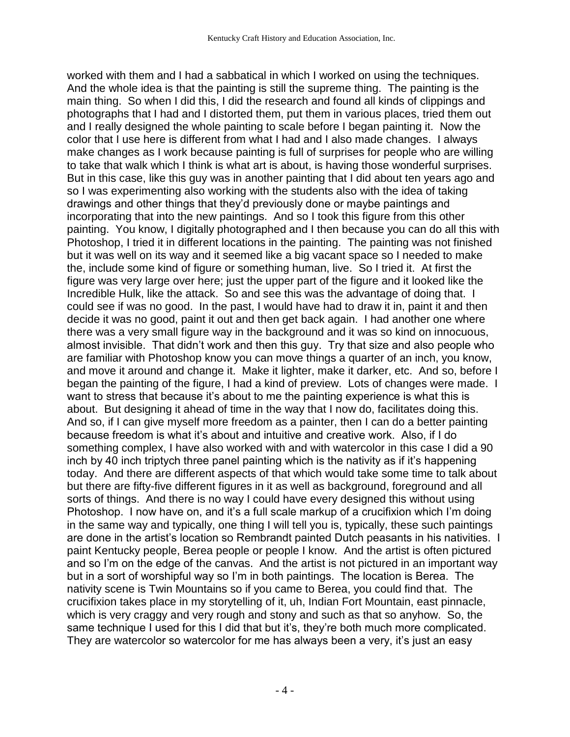worked with them and I had a sabbatical in which I worked on using the techniques. And the whole idea is that the painting is still the supreme thing. The painting is the main thing. So when I did this, I did the research and found all kinds of clippings and photographs that I had and I distorted them, put them in various places, tried them out and I really designed the whole painting to scale before I began painting it. Now the color that I use here is different from what I had and I also made changes. I always make changes as I work because painting is full of surprises for people who are willing to take that walk which I think is what art is about, is having those wonderful surprises. But in this case, like this guy was in another painting that I did about ten years ago and so I was experimenting also working with the students also with the idea of taking drawings and other things that they'd previously done or maybe paintings and incorporating that into the new paintings. And so I took this figure from this other painting. You know, I digitally photographed and I then because you can do all this with Photoshop, I tried it in different locations in the painting. The painting was not finished but it was well on its way and it seemed like a big vacant space so I needed to make the, include some kind of figure or something human, live. So I tried it. At first the figure was very large over here; just the upper part of the figure and it looked like the Incredible Hulk, like the attack. So and see this was the advantage of doing that. I could see if was no good. In the past, I would have had to draw it in, paint it and then decide it was no good, paint it out and then get back again. I had another one where there was a very small figure way in the background and it was so kind on innocuous, almost invisible. That didn't work and then this guy. Try that size and also people who are familiar with Photoshop know you can move things a quarter of an inch, you know, and move it around and change it. Make it lighter, make it darker, etc. And so, before I began the painting of the figure, I had a kind of preview. Lots of changes were made. I want to stress that because it's about to me the painting experience is what this is about. But designing it ahead of time in the way that I now do, facilitates doing this. And so, if I can give myself more freedom as a painter, then I can do a better painting because freedom is what it's about and intuitive and creative work. Also, if I do something complex, I have also worked with and with watercolor in this case I did a 90 inch by 40 inch triptych three panel painting which is the nativity as if it's happening today. And there are different aspects of that which would take some time to talk about but there are fifty-five different figures in it as well as background, foreground and all sorts of things. And there is no way I could have every designed this without using Photoshop. I now have on, and it's a full scale markup of a crucifixion which I'm doing in the same way and typically, one thing I will tell you is, typically, these such paintings are done in the artist's location so Rembrandt painted Dutch peasants in his nativities. I paint Kentucky people, Berea people or people I know. And the artist is often pictured and so I'm on the edge of the canvas. And the artist is not pictured in an important way but in a sort of worshipful way so I'm in both paintings. The location is Berea. The nativity scene is Twin Mountains so if you came to Berea, you could find that. The crucifixion takes place in my storytelling of it, uh, Indian Fort Mountain, east pinnacle, which is very craggy and very rough and stony and such as that so anyhow. So, the same technique I used for this I did that but it's, they're both much more complicated. They are watercolor so watercolor for me has always been a very, it's just an easy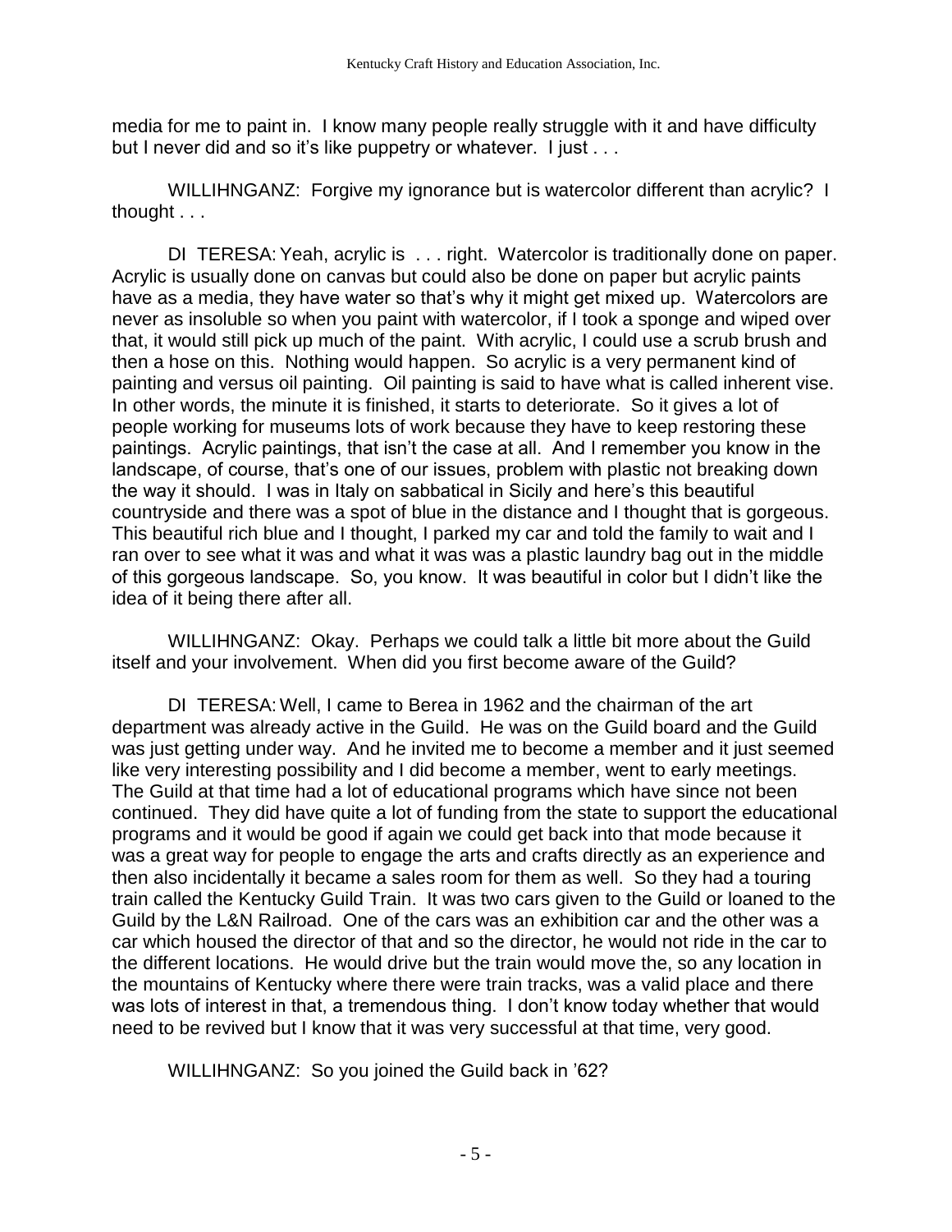media for me to paint in. I know many people really struggle with it and have difficulty but I never did and so it's like puppetry or whatever. I just . . .

WILLIHNGANZ: Forgive my ignorance but is watercolor different than acrylic? I thought . . .

DI TERESA: Yeah, acrylic is . . . right. Watercolor is traditionally done on paper. Acrylic is usually done on canvas but could also be done on paper but acrylic paints have as a media, they have water so that's why it might get mixed up. Watercolors are never as insoluble so when you paint with watercolor, if I took a sponge and wiped over that, it would still pick up much of the paint. With acrylic, I could use a scrub brush and then a hose on this. Nothing would happen. So acrylic is a very permanent kind of painting and versus oil painting. Oil painting is said to have what is called inherent vise. In other words, the minute it is finished, it starts to deteriorate. So it gives a lot of people working for museums lots of work because they have to keep restoring these paintings. Acrylic paintings, that isn't the case at all. And I remember you know in the landscape, of course, that's one of our issues, problem with plastic not breaking down the way it should. I was in Italy on sabbatical in Sicily and here's this beautiful countryside and there was a spot of blue in the distance and I thought that is gorgeous. This beautiful rich blue and I thought, I parked my car and told the family to wait and I ran over to see what it was and what it was was a plastic laundry bag out in the middle of this gorgeous landscape. So, you know. It was beautiful in color but I didn't like the idea of it being there after all.

WILLIHNGANZ: Okay. Perhaps we could talk a little bit more about the Guild itself and your involvement. When did you first become aware of the Guild?

DI TERESA: Well, I came to Berea in 1962 and the chairman of the art department was already active in the Guild. He was on the Guild board and the Guild was just getting under way. And he invited me to become a member and it just seemed like very interesting possibility and I did become a member, went to early meetings. The Guild at that time had a lot of educational programs which have since not been continued. They did have quite a lot of funding from the state to support the educational programs and it would be good if again we could get back into that mode because it was a great way for people to engage the arts and crafts directly as an experience and then also incidentally it became a sales room for them as well. So they had a touring train called the Kentucky Guild Train. It was two cars given to the Guild or loaned to the Guild by the L&N Railroad. One of the cars was an exhibition car and the other was a car which housed the director of that and so the director, he would not ride in the car to the different locations. He would drive but the train would move the, so any location in the mountains of Kentucky where there were train tracks, was a valid place and there was lots of interest in that, a tremendous thing. I don't know today whether that would need to be revived but I know that it was very successful at that time, very good.

WILLIHNGANZ: So you joined the Guild back in '62?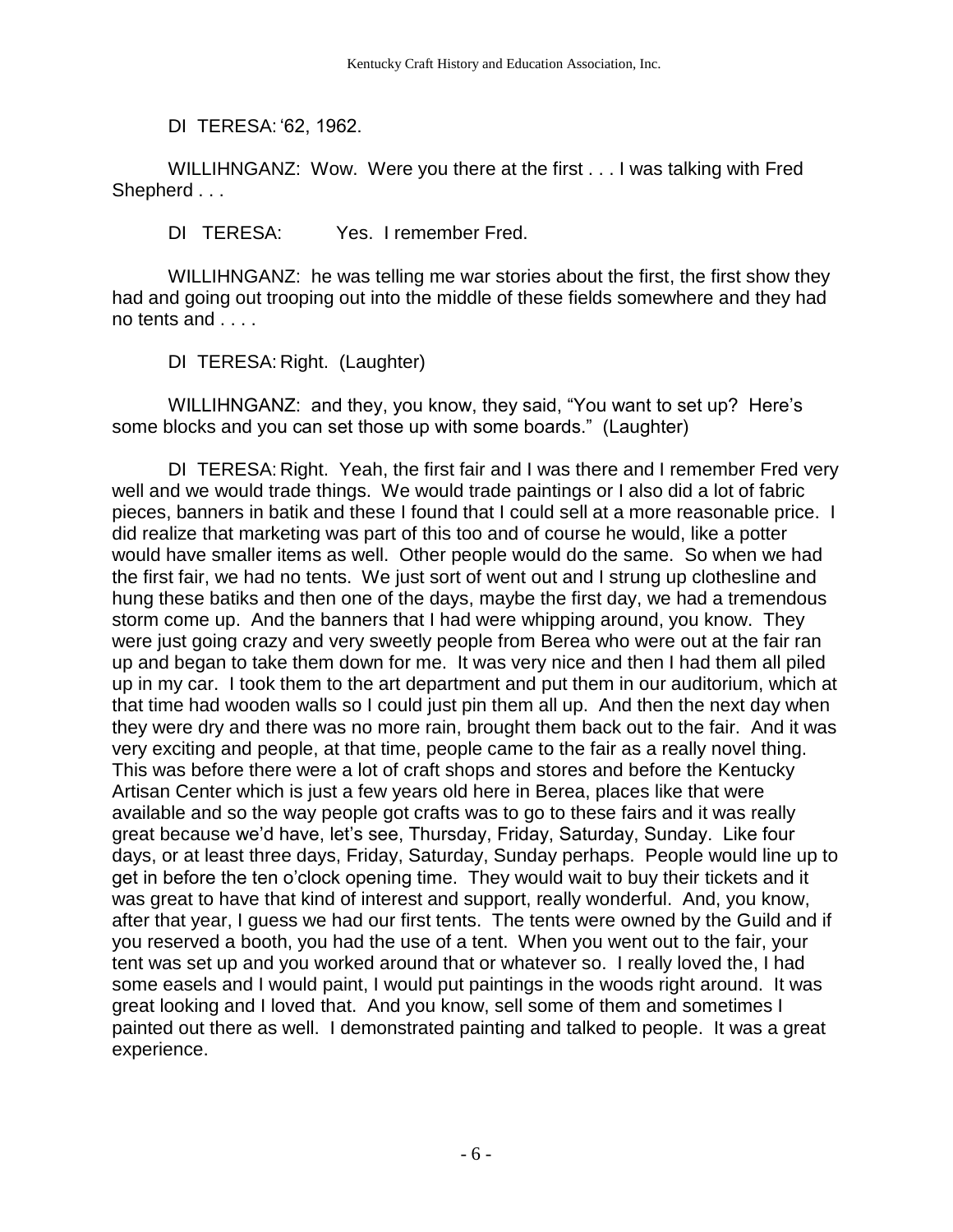DI TERESA: '62, 1962.

WILLIHNGANZ: Wow. Were you there at the first . . . I was talking with Fred Shepherd . . .

DI TERESA: Yes. I remember Fred.

WILLIHNGANZ: he was telling me war stories about the first, the first show they had and going out trooping out into the middle of these fields somewhere and they had no tents and . . . .

DI TERESA: Right. (Laughter)

WILLIHNGANZ: and they, you know, they said, "You want to set up? Here's some blocks and you can set those up with some boards." (Laughter)

DI TERESA: Right. Yeah, the first fair and I was there and I remember Fred very well and we would trade things. We would trade paintings or I also did a lot of fabric pieces, banners in batik and these I found that I could sell at a more reasonable price. I did realize that marketing was part of this too and of course he would, like a potter would have smaller items as well. Other people would do the same. So when we had the first fair, we had no tents. We just sort of went out and I strung up clothesline and hung these batiks and then one of the days, maybe the first day, we had a tremendous storm come up. And the banners that I had were whipping around, you know. They were just going crazy and very sweetly people from Berea who were out at the fair ran up and began to take them down for me. It was very nice and then I had them all piled up in my car. I took them to the art department and put them in our auditorium, which at that time had wooden walls so I could just pin them all up. And then the next day when they were dry and there was no more rain, brought them back out to the fair. And it was very exciting and people, at that time, people came to the fair as a really novel thing. This was before there were a lot of craft shops and stores and before the Kentucky Artisan Center which is just a few years old here in Berea, places like that were available and so the way people got crafts was to go to these fairs and it was really great because we'd have, let's see, Thursday, Friday, Saturday, Sunday. Like four days, or at least three days, Friday, Saturday, Sunday perhaps. People would line up to get in before the ten o'clock opening time. They would wait to buy their tickets and it was great to have that kind of interest and support, really wonderful. And, you know, after that year, I guess we had our first tents. The tents were owned by the Guild and if you reserved a booth, you had the use of a tent. When you went out to the fair, your tent was set up and you worked around that or whatever so. I really loved the, I had some easels and I would paint, I would put paintings in the woods right around. It was great looking and I loved that. And you know, sell some of them and sometimes I painted out there as well. I demonstrated painting and talked to people. It was a great experience.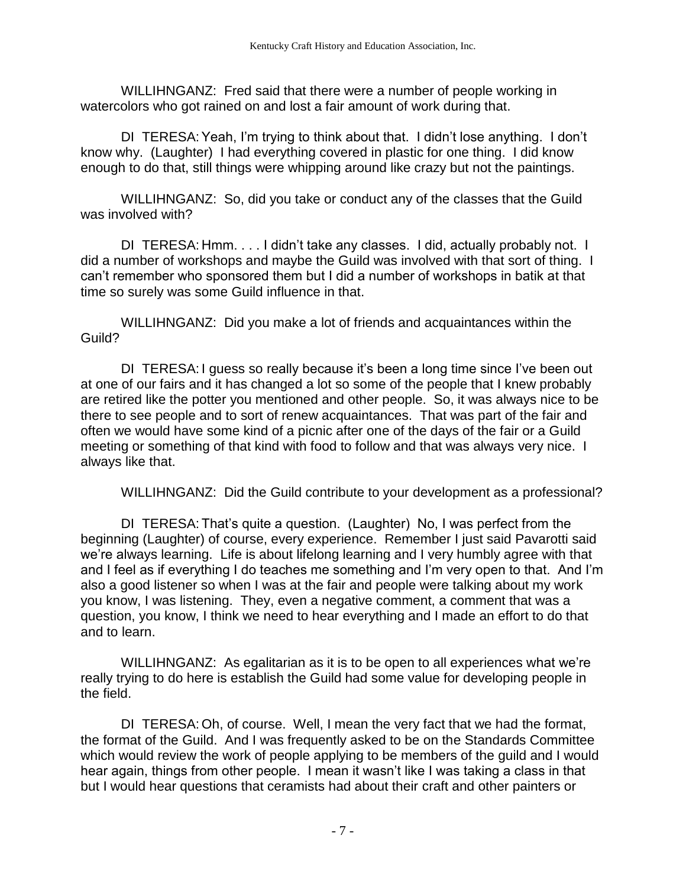WILLIHNGANZ: Fred said that there were a number of people working in watercolors who got rained on and lost a fair amount of work during that.

DI TERESA: Yeah, I'm trying to think about that. I didn't lose anything. I don't know why. (Laughter) I had everything covered in plastic for one thing. I did know enough to do that, still things were whipping around like crazy but not the paintings.

WILLIHNGANZ: So, did you take or conduct any of the classes that the Guild was involved with?

DI TERESA: Hmm. . . . I didn't take any classes. I did, actually probably not. I did a number of workshops and maybe the Guild was involved with that sort of thing. I can't remember who sponsored them but I did a number of workshops in batik at that time so surely was some Guild influence in that.

WILLIHNGANZ: Did you make a lot of friends and acquaintances within the Guild?

DI TERESA: I guess so really because it's been a long time since I've been out at one of our fairs and it has changed a lot so some of the people that I knew probably are retired like the potter you mentioned and other people. So, it was always nice to be there to see people and to sort of renew acquaintances. That was part of the fair and often we would have some kind of a picnic after one of the days of the fair or a Guild meeting or something of that kind with food to follow and that was always very nice. I always like that.

WILLIHNGANZ: Did the Guild contribute to your development as a professional?

DI TERESA: That's quite a question. (Laughter) No, I was perfect from the beginning (Laughter) of course, every experience. Remember I just said Pavarotti said we're always learning. Life is about lifelong learning and I very humbly agree with that and I feel as if everything I do teaches me something and I'm very open to that. And I'm also a good listener so when I was at the fair and people were talking about my work you know, I was listening. They, even a negative comment, a comment that was a question, you know, I think we need to hear everything and I made an effort to do that and to learn.

WILLIHNGANZ: As egalitarian as it is to be open to all experiences what we're really trying to do here is establish the Guild had some value for developing people in the field.

DI TERESA: Oh, of course. Well, I mean the very fact that we had the format, the format of the Guild. And I was frequently asked to be on the Standards Committee which would review the work of people applying to be members of the guild and I would hear again, things from other people. I mean it wasn't like I was taking a class in that but I would hear questions that ceramists had about their craft and other painters or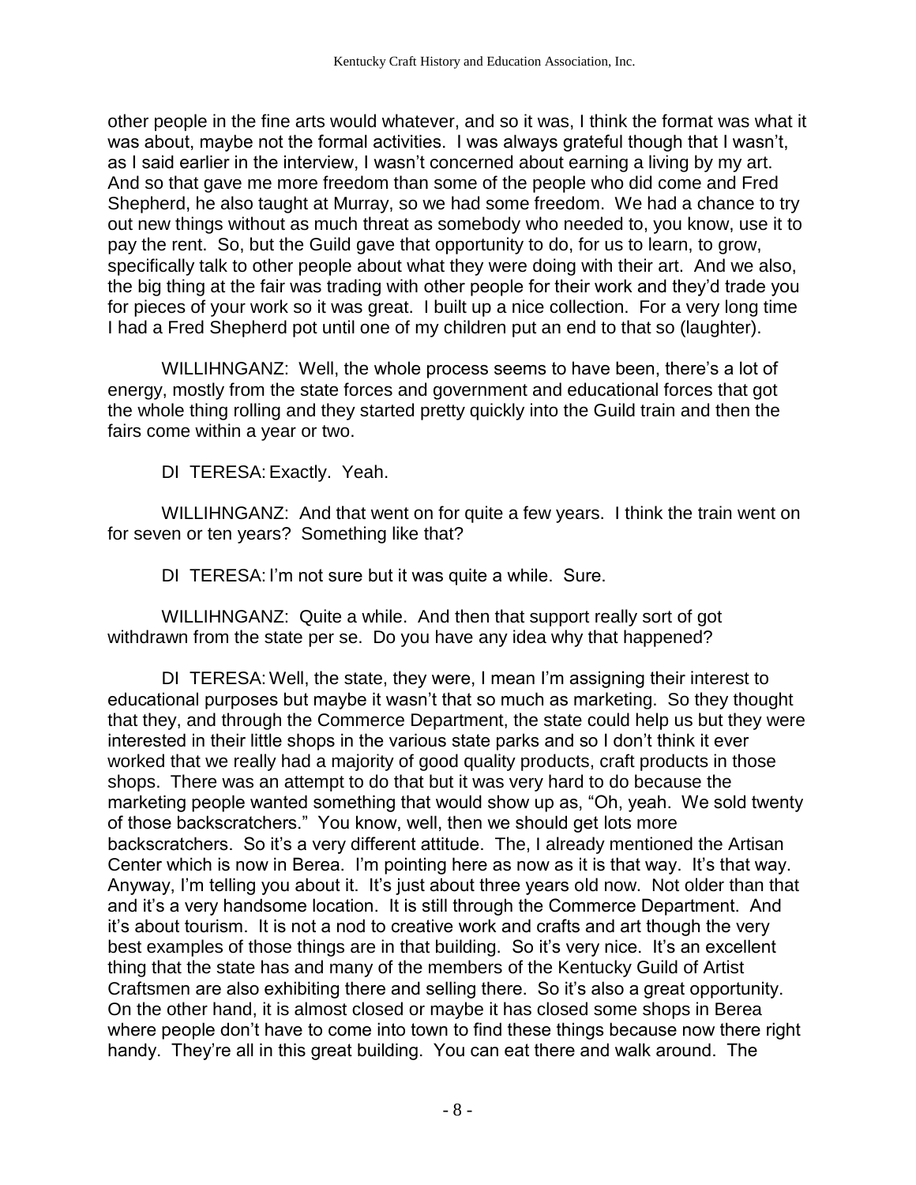other people in the fine arts would whatever, and so it was, I think the format was what it was about, maybe not the formal activities. I was always grateful though that I wasn't, as I said earlier in the interview, I wasn't concerned about earning a living by my art. And so that gave me more freedom than some of the people who did come and Fred Shepherd, he also taught at Murray, so we had some freedom. We had a chance to try out new things without as much threat as somebody who needed to, you know, use it to pay the rent. So, but the Guild gave that opportunity to do, for us to learn, to grow, specifically talk to other people about what they were doing with their art. And we also, the big thing at the fair was trading with other people for their work and they'd trade you for pieces of your work so it was great. I built up a nice collection. For a very long time I had a Fred Shepherd pot until one of my children put an end to that so (laughter).

WILLIHNGANZ: Well, the whole process seems to have been, there's a lot of energy, mostly from the state forces and government and educational forces that got the whole thing rolling and they started pretty quickly into the Guild train and then the fairs come within a year or two.

DI TERESA: Exactly. Yeah.

WILLIHNGANZ: And that went on for quite a few years. I think the train went on for seven or ten years? Something like that?

DI TERESA: I'm not sure but it was quite a while. Sure.

WILLIHNGANZ: Quite a while. And then that support really sort of got withdrawn from the state per se. Do you have any idea why that happened?

DI TERESA: Well, the state, they were, I mean I'm assigning their interest to educational purposes but maybe it wasn't that so much as marketing. So they thought that they, and through the Commerce Department, the state could help us but they were interested in their little shops in the various state parks and so I don't think it ever worked that we really had a majority of good quality products, craft products in those shops. There was an attempt to do that but it was very hard to do because the marketing people wanted something that would show up as, "Oh, yeah. We sold twenty of those backscratchers." You know, well, then we should get lots more backscratchers. So it's a very different attitude. The, I already mentioned the Artisan Center which is now in Berea. I'm pointing here as now as it is that way. It's that way. Anyway, I'm telling you about it. It's just about three years old now. Not older than that and it's a very handsome location. It is still through the Commerce Department. And it's about tourism. It is not a nod to creative work and crafts and art though the very best examples of those things are in that building. So it's very nice. It's an excellent thing that the state has and many of the members of the Kentucky Guild of Artist Craftsmen are also exhibiting there and selling there. So it's also a great opportunity. On the other hand, it is almost closed or maybe it has closed some shops in Berea where people don't have to come into town to find these things because now there right handy. They're all in this great building. You can eat there and walk around. The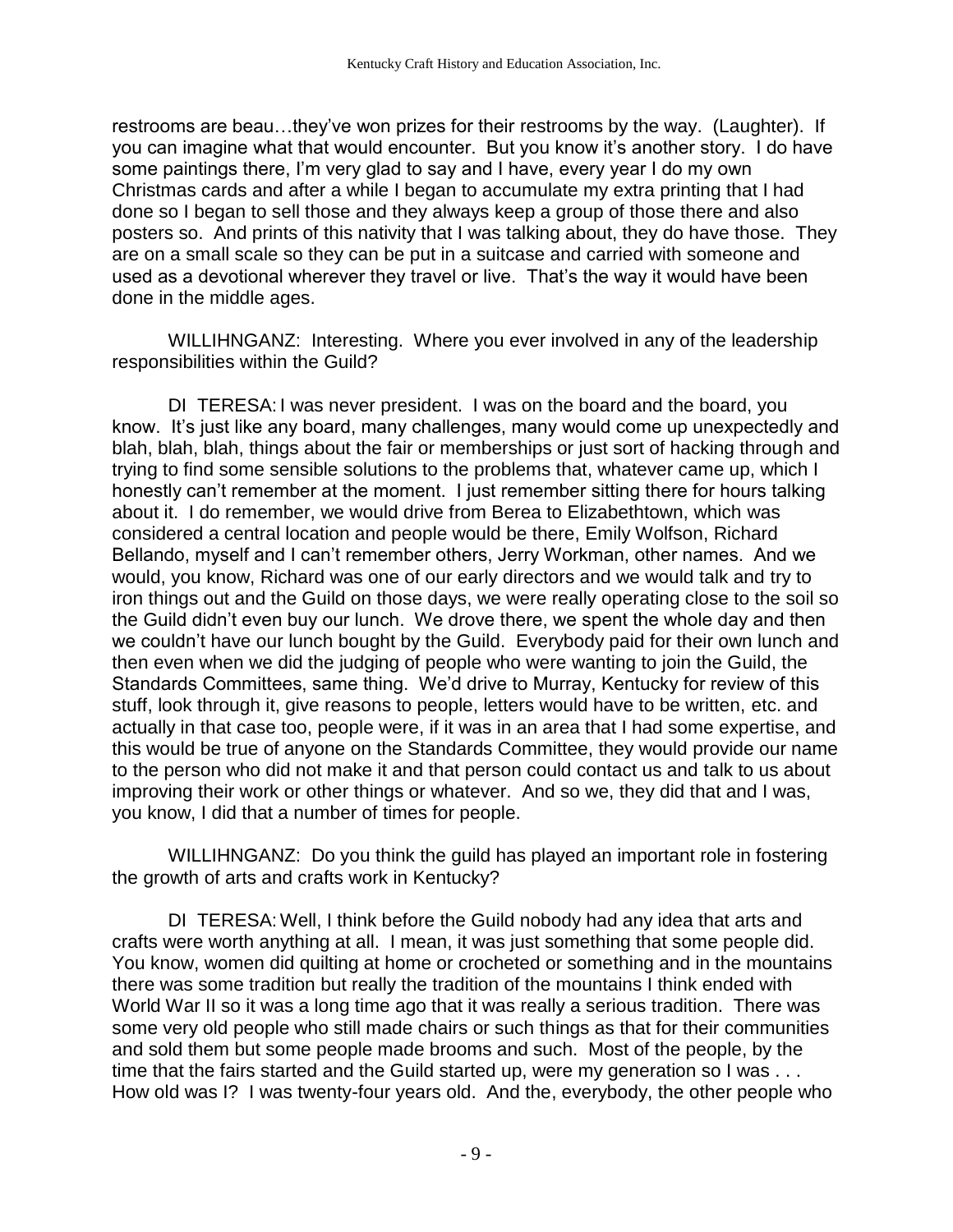restrooms are beau…they've won prizes for their restrooms by the way. (Laughter). If you can imagine what that would encounter. But you know it's another story. I do have some paintings there, I'm very glad to say and I have, every year I do my own Christmas cards and after a while I began to accumulate my extra printing that I had done so I began to sell those and they always keep a group of those there and also posters so. And prints of this nativity that I was talking about, they do have those. They are on a small scale so they can be put in a suitcase and carried with someone and used as a devotional wherever they travel or live. That's the way it would have been done in the middle ages.

WILLIHNGANZ: Interesting. Where you ever involved in any of the leadership responsibilities within the Guild?

DI TERESA: I was never president. I was on the board and the board, you know. It's just like any board, many challenges, many would come up unexpectedly and blah, blah, blah, things about the fair or memberships or just sort of hacking through and trying to find some sensible solutions to the problems that, whatever came up, which I honestly can't remember at the moment. I just remember sitting there for hours talking about it. I do remember, we would drive from Berea to Elizabethtown, which was considered a central location and people would be there, Emily Wolfson, Richard Bellando, myself and I can't remember others, Jerry Workman, other names. And we would, you know, Richard was one of our early directors and we would talk and try to iron things out and the Guild on those days, we were really operating close to the soil so the Guild didn't even buy our lunch. We drove there, we spent the whole day and then we couldn't have our lunch bought by the Guild. Everybody paid for their own lunch and then even when we did the judging of people who were wanting to join the Guild, the Standards Committees, same thing. We'd drive to Murray, Kentucky for review of this stuff, look through it, give reasons to people, letters would have to be written, etc. and actually in that case too, people were, if it was in an area that I had some expertise, and this would be true of anyone on the Standards Committee, they would provide our name to the person who did not make it and that person could contact us and talk to us about improving their work or other things or whatever. And so we, they did that and I was, you know, I did that a number of times for people.

WILLIHNGANZ: Do you think the guild has played an important role in fostering the growth of arts and crafts work in Kentucky?

DI TERESA: Well, I think before the Guild nobody had any idea that arts and crafts were worth anything at all. I mean, it was just something that some people did. You know, women did quilting at home or crocheted or something and in the mountains there was some tradition but really the tradition of the mountains I think ended with World War II so it was a long time ago that it was really a serious tradition. There was some very old people who still made chairs or such things as that for their communities and sold them but some people made brooms and such. Most of the people, by the time that the fairs started and the Guild started up, were my generation so I was . . . How old was I? I was twenty-four years old. And the, everybody, the other people who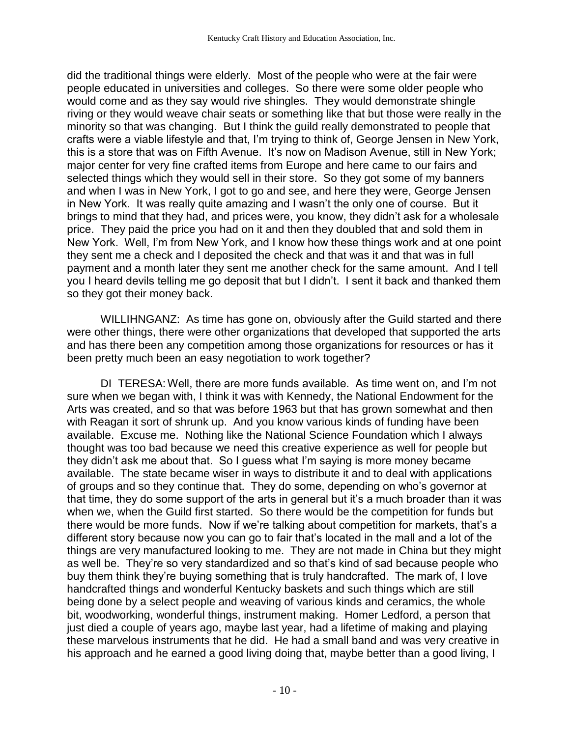did the traditional things were elderly. Most of the people who were at the fair were people educated in universities and colleges. So there were some older people who would come and as they say would rive shingles. They would demonstrate shingle riving or they would weave chair seats or something like that but those were really in the minority so that was changing. But I think the guild really demonstrated to people that crafts were a viable lifestyle and that, I'm trying to think of, George Jensen in New York, this is a store that was on Fifth Avenue. It's now on Madison Avenue, still in New York; major center for very fine crafted items from Europe and here came to our fairs and selected things which they would sell in their store. So they got some of my banners and when I was in New York, I got to go and see, and here they were, George Jensen in New York. It was really quite amazing and I wasn't the only one of course. But it brings to mind that they had, and prices were, you know, they didn't ask for a wholesale price. They paid the price you had on it and then they doubled that and sold them in New York. Well, I'm from New York, and I know how these things work and at one point they sent me a check and I deposited the check and that was it and that was in full payment and a month later they sent me another check for the same amount. And I tell you I heard devils telling me go deposit that but I didn't. I sent it back and thanked them so they got their money back.

WILLIHNGANZ: As time has gone on, obviously after the Guild started and there were other things, there were other organizations that developed that supported the arts and has there been any competition among those organizations for resources or has it been pretty much been an easy negotiation to work together?

DI TERESA: Well, there are more funds available. As time went on, and I'm not sure when we began with, I think it was with Kennedy, the National Endowment for the Arts was created, and so that was before 1963 but that has grown somewhat and then with Reagan it sort of shrunk up. And you know various kinds of funding have been available. Excuse me. Nothing like the National Science Foundation which I always thought was too bad because we need this creative experience as well for people but they didn't ask me about that. So I guess what I'm saying is more money became available. The state became wiser in ways to distribute it and to deal with applications of groups and so they continue that. They do some, depending on who's governor at that time, they do some support of the arts in general but it's a much broader than it was when we, when the Guild first started. So there would be the competition for funds but there would be more funds. Now if we're talking about competition for markets, that's a different story because now you can go to fair that's located in the mall and a lot of the things are very manufactured looking to me. They are not made in China but they might as well be. They're so very standardized and so that's kind of sad because people who buy them think they're buying something that is truly handcrafted. The mark of, I love handcrafted things and wonderful Kentucky baskets and such things which are still being done by a select people and weaving of various kinds and ceramics, the whole bit, woodworking, wonderful things, instrument making. Homer Ledford, a person that just died a couple of years ago, maybe last year, had a lifetime of making and playing these marvelous instruments that he did. He had a small band and was very creative in his approach and he earned a good living doing that, maybe better than a good living, I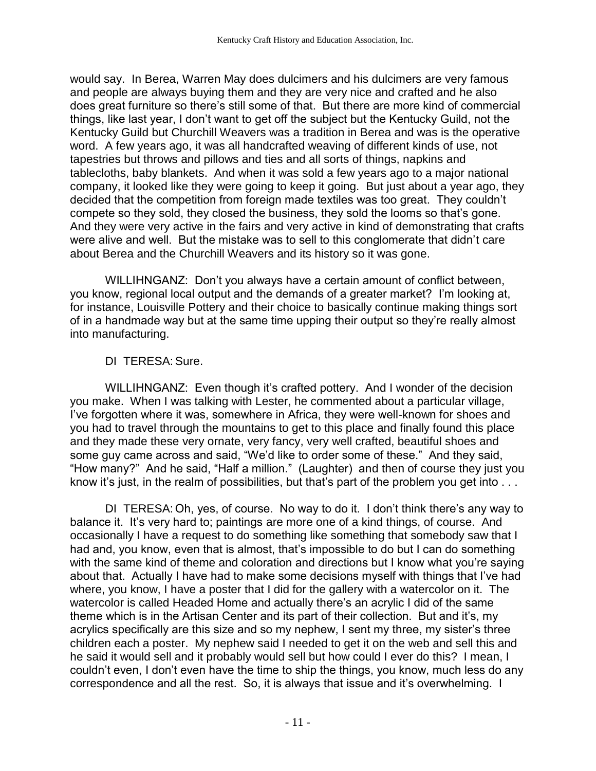would say. In Berea, Warren May does dulcimers and his dulcimers are very famous and people are always buying them and they are very nice and crafted and he also does great furniture so there's still some of that. But there are more kind of commercial things, like last year, I don't want to get off the subject but the Kentucky Guild, not the Kentucky Guild but Churchill Weavers was a tradition in Berea and was is the operative word. A few years ago, it was all handcrafted weaving of different kinds of use, not tapestries but throws and pillows and ties and all sorts of things, napkins and tablecloths, baby blankets. And when it was sold a few years ago to a major national company, it looked like they were going to keep it going. But just about a year ago, they decided that the competition from foreign made textiles was too great. They couldn't compete so they sold, they closed the business, they sold the looms so that's gone. And they were very active in the fairs and very active in kind of demonstrating that crafts were alive and well. But the mistake was to sell to this conglomerate that didn't care about Berea and the Churchill Weavers and its history so it was gone.

WILLIHNGANZ: Don't you always have a certain amount of conflict between, you know, regional local output and the demands of a greater market? I'm looking at, for instance, Louisville Pottery and their choice to basically continue making things sort of in a handmade way but at the same time upping their output so they're really almost into manufacturing.

DI TERESA: Sure.

WILLIHNGANZ: Even though it's crafted pottery. And I wonder of the decision you make. When I was talking with Lester, he commented about a particular village, I've forgotten where it was, somewhere in Africa, they were well-known for shoes and you had to travel through the mountains to get to this place and finally found this place and they made these very ornate, very fancy, very well crafted, beautiful shoes and some guy came across and said, "We'd like to order some of these." And they said, "How many?" And he said, "Half a million." (Laughter) and then of course they just you know it's just, in the realm of possibilities, but that's part of the problem you get into . . .

DI TERESA: Oh, yes, of course. No way to do it. I don't think there's any way to balance it. It's very hard to; paintings are more one of a kind things, of course. And occasionally I have a request to do something like something that somebody saw that I had and, you know, even that is almost, that's impossible to do but I can do something with the same kind of theme and coloration and directions but I know what you're saying about that. Actually I have had to make some decisions myself with things that I've had where, you know, I have a poster that I did for the gallery with a watercolor on it. The watercolor is called Headed Home and actually there's an acrylic I did of the same theme which is in the Artisan Center and its part of their collection. But and it's, my acrylics specifically are this size and so my nephew, I sent my three, my sister's three children each a poster. My nephew said I needed to get it on the web and sell this and he said it would sell and it probably would sell but how could I ever do this? I mean, I couldn't even, I don't even have the time to ship the things, you know, much less do any correspondence and all the rest. So, it is always that issue and it's overwhelming. I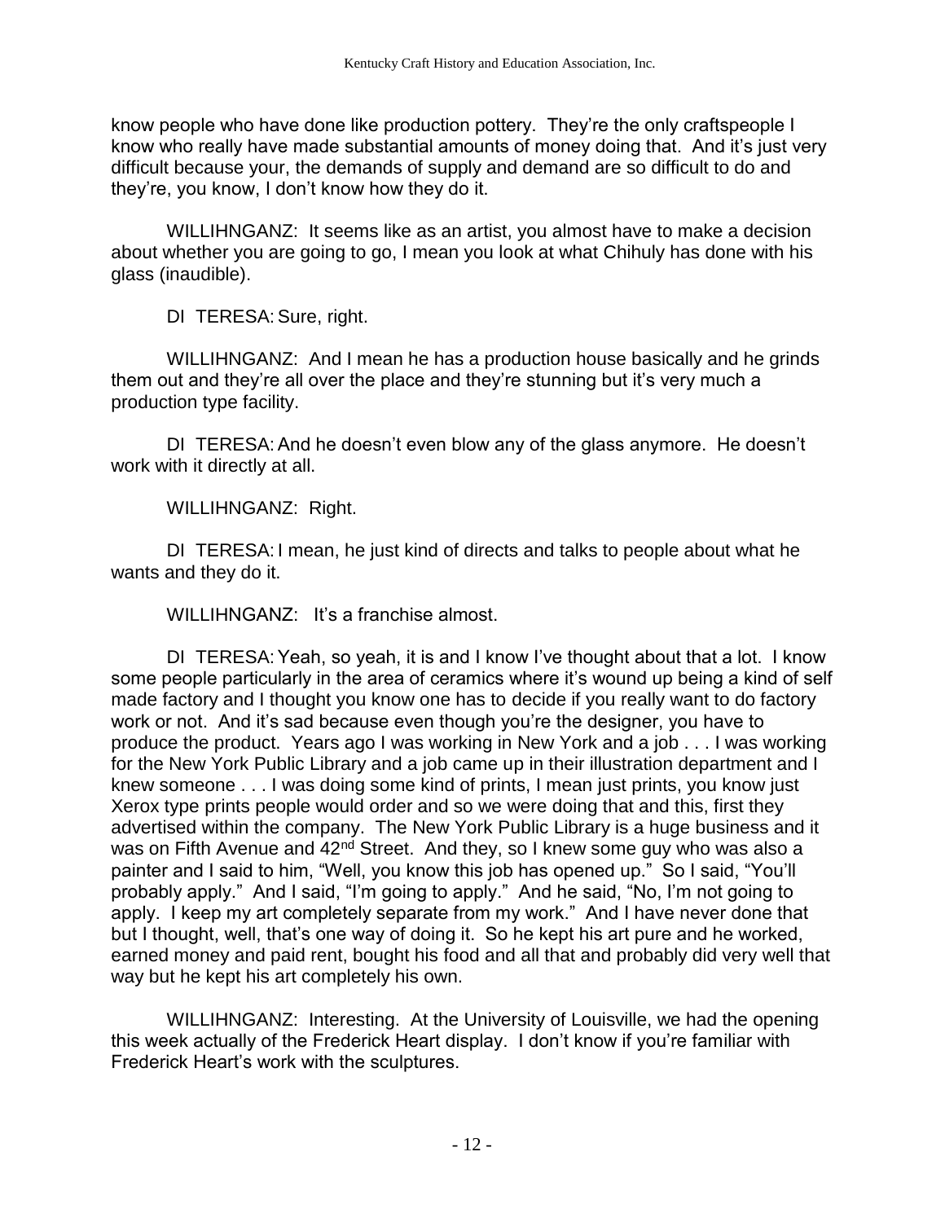know people who have done like production pottery. They're the only craftspeople I know who really have made substantial amounts of money doing that. And it's just very difficult because your, the demands of supply and demand are so difficult to do and they're, you know, I don't know how they do it.

WILLIHNGANZ: It seems like as an artist, you almost have to make a decision about whether you are going to go, I mean you look at what Chihuly has done with his glass (inaudible).

DI TERESA: Sure, right.

WILLIHNGANZ: And I mean he has a production house basically and he grinds them out and they're all over the place and they're stunning but it's very much a production type facility.

DI TERESA: And he doesn't even blow any of the glass anymore. He doesn't work with it directly at all.

WILLIHNGANZ: Right.

DI TERESA: I mean, he just kind of directs and talks to people about what he wants and they do it.

WILLIHNGANZ: It's a franchise almost.

DI TERESA: Yeah, so yeah, it is and I know I've thought about that a lot. I know some people particularly in the area of ceramics where it's wound up being a kind of self made factory and I thought you know one has to decide if you really want to do factory work or not. And it's sad because even though you're the designer, you have to produce the product. Years ago I was working in New York and a job . . . I was working for the New York Public Library and a job came up in their illustration department and I knew someone . . . I was doing some kind of prints, I mean just prints, you know just Xerox type prints people would order and so we were doing that and this, first they advertised within the company. The New York Public Library is a huge business and it was on Fifth Avenue and 42nd Street. And they, so I knew some guy who was also a painter and I said to him, "Well, you know this job has opened up." So I said, "You'll probably apply." And I said, "I'm going to apply." And he said, "No, I'm not going to apply. I keep my art completely separate from my work." And I have never done that but I thought, well, that's one way of doing it. So he kept his art pure and he worked, earned money and paid rent, bought his food and all that and probably did very well that way but he kept his art completely his own.

WILLIHNGANZ: Interesting. At the University of Louisville, we had the opening this week actually of the Frederick Heart display. I don't know if you're familiar with Frederick Heart's work with the sculptures.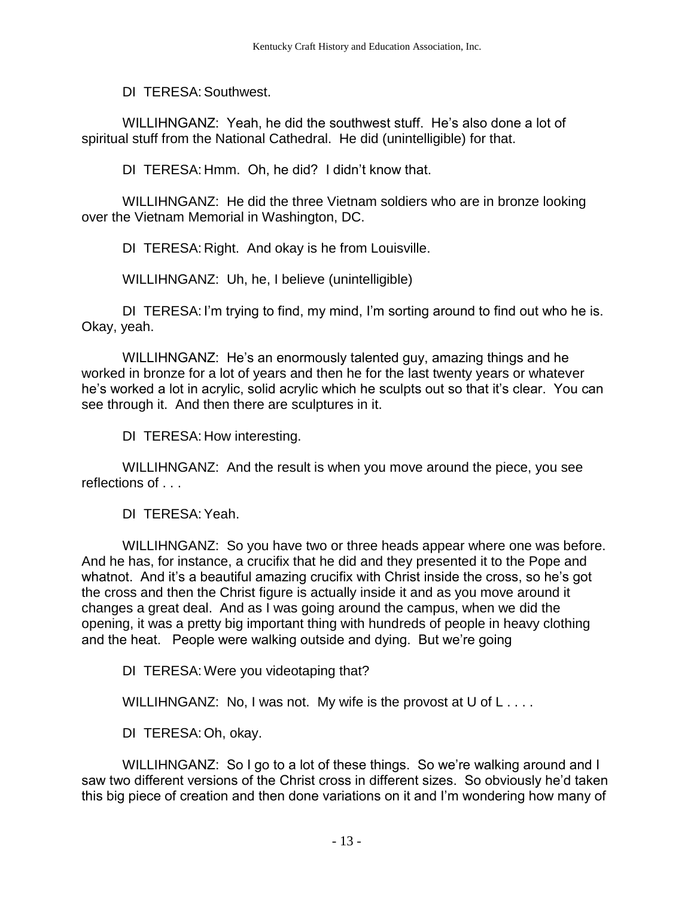DI TERESA: Southwest.

WILLIHNGANZ: Yeah, he did the southwest stuff. He's also done a lot of spiritual stuff from the National Cathedral. He did (unintelligible) for that.

DI TERESA: Hmm. Oh, he did? I didn't know that.

WILLIHNGANZ: He did the three Vietnam soldiers who are in bronze looking over the Vietnam Memorial in Washington, DC.

DI TERESA: Right. And okay is he from Louisville.

WILLIHNGANZ: Uh, he, I believe (unintelligible)

DI TERESA: I'm trying to find, my mind, I'm sorting around to find out who he is. Okay, yeah.

WILLIHNGANZ: He's an enormously talented guy, amazing things and he worked in bronze for a lot of years and then he for the last twenty years or whatever he's worked a lot in acrylic, solid acrylic which he sculpts out so that it's clear. You can see through it. And then there are sculptures in it.

DI TERESA: How interesting.

WILLIHNGANZ: And the result is when you move around the piece, you see reflections of . . .

DI TERESA: Yeah.

WILLIHNGANZ: So you have two or three heads appear where one was before. And he has, for instance, a crucifix that he did and they presented it to the Pope and whatnot. And it's a beautiful amazing crucifix with Christ inside the cross, so he's got the cross and then the Christ figure is actually inside it and as you move around it changes a great deal. And as I was going around the campus, when we did the opening, it was a pretty big important thing with hundreds of people in heavy clothing and the heat. People were walking outside and dying. But we're going

DI TERESA: Were you videotaping that?

WILLIHNGANZ: No, I was not. My wife is the provost at U of L . . . .

DI TERESA: Oh, okay.

WILLIHNGANZ: So I go to a lot of these things. So we're walking around and I saw two different versions of the Christ cross in different sizes. So obviously he'd taken this big piece of creation and then done variations on it and I'm wondering how many of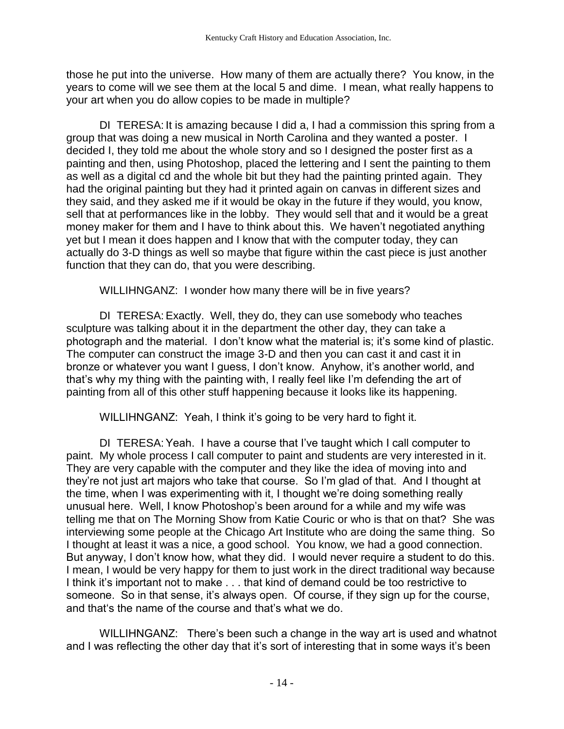those he put into the universe. How many of them are actually there? You know, in the years to come will we see them at the local 5 and dime. I mean, what really happens to your art when you do allow copies to be made in multiple?

DI TERESA: It is amazing because I did a, I had a commission this spring from a group that was doing a new musical in North Carolina and they wanted a poster. I decided I, they told me about the whole story and so I designed the poster first as a painting and then, using Photoshop, placed the lettering and I sent the painting to them as well as a digital cd and the whole bit but they had the painting printed again. They had the original painting but they had it printed again on canvas in different sizes and they said, and they asked me if it would be okay in the future if they would, you know, sell that at performances like in the lobby. They would sell that and it would be a great money maker for them and I have to think about this. We haven't negotiated anything yet but I mean it does happen and I know that with the computer today, they can actually do 3-D things as well so maybe that figure within the cast piece is just another function that they can do, that you were describing.

WILLIHNGANZ: I wonder how many there will be in five years?

DI TERESA: Exactly. Well, they do, they can use somebody who teaches sculpture was talking about it in the department the other day, they can take a photograph and the material. I don't know what the material is; it's some kind of plastic. The computer can construct the image 3-D and then you can cast it and cast it in bronze or whatever you want I guess, I don't know. Anyhow, it's another world, and that's why my thing with the painting with, I really feel like I'm defending the art of painting from all of this other stuff happening because it looks like its happening.

WILLIHNGANZ: Yeah, I think it's going to be very hard to fight it.

DI TERESA: Yeah. I have a course that I've taught which I call computer to paint. My whole process I call computer to paint and students are very interested in it. They are very capable with the computer and they like the idea of moving into and they're not just art majors who take that course. So I'm glad of that. And I thought at the time, when I was experimenting with it, I thought we're doing something really unusual here. Well, I know Photoshop's been around for a while and my wife was telling me that on The Morning Show from Katie Couric or who is that on that? She was interviewing some people at the Chicago Art Institute who are doing the same thing. So I thought at least it was a nice, a good school. You know, we had a good connection. But anyway, I don't know how, what they did. I would never require a student to do this. I mean, I would be very happy for them to just work in the direct traditional way because I think it's important not to make . . . that kind of demand could be too restrictive to someone. So in that sense, it's always open. Of course, if they sign up for the course, and that's the name of the course and that's what we do.

WILLIHNGANZ: There's been such a change in the way art is used and whatnot and I was reflecting the other day that it's sort of interesting that in some ways it's been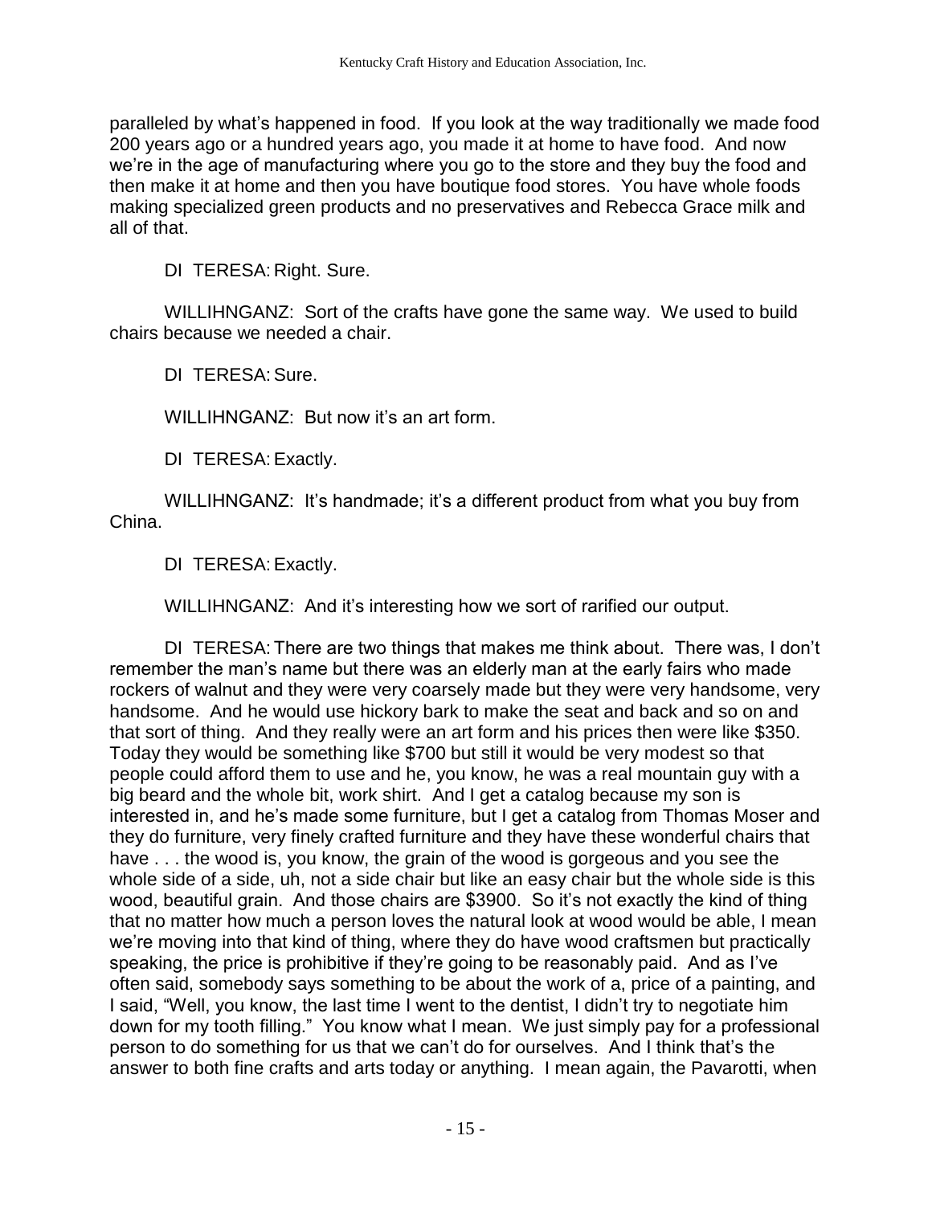paralleled by what's happened in food. If you look at the way traditionally we made food 200 years ago or a hundred years ago, you made it at home to have food. And now we're in the age of manufacturing where you go to the store and they buy the food and then make it at home and then you have boutique food stores. You have whole foods making specialized green products and no preservatives and Rebecca Grace milk and all of that.

DI TERESA: Right. Sure.

WILLIHNGANZ: Sort of the crafts have gone the same way. We used to build chairs because we needed a chair.

DI TERESA: Sure.

WILLIHNGANZ: But now it's an art form.

DI TERESA: Exactly.

WILLIHNGANZ: It's handmade; it's a different product from what you buy from China.

DI TERESA: Exactly.

WILLIHNGANZ: And it's interesting how we sort of rarified our output.

DI TERESA: There are two things that makes me think about. There was, I don't remember the man's name but there was an elderly man at the early fairs who made rockers of walnut and they were very coarsely made but they were very handsome, very handsome. And he would use hickory bark to make the seat and back and so on and that sort of thing. And they really were an art form and his prices then were like $350. Today they would be something like $700 but still it would be very modest so that people could afford them to use and he, you know, he was a real mountain guy with a big beard and the whole bit, work shirt. And I get a catalog because my son is interested in, and he's made some furniture, but I get a catalog from Thomas Moser and they do furniture, very finely crafted furniture and they have these wonderful chairs that have . . . the wood is, you know, the grain of the wood is gorgeous and you see the whole side of a side, uh, not a side chair but like an easy chair but the whole side is this wood, beautiful grain. And those chairs are $3900. So it's not exactly the kind of thing that no matter how much a person loves the natural look at wood would be able, I mean we're moving into that kind of thing, where they do have wood craftsmen but practically speaking, the price is prohibitive if they're going to be reasonably paid. And as I've often said, somebody says something to be about the work of a, price of a painting, and I said, "Well, you know, the last time I went to the dentist, I didn't try to negotiate him down for my tooth filling." You know what I mean. We just simply pay for a professional person to do something for us that we can't do for ourselves. And I think that's the answer to both fine crafts and arts today or anything. I mean again, the Pavarotti, when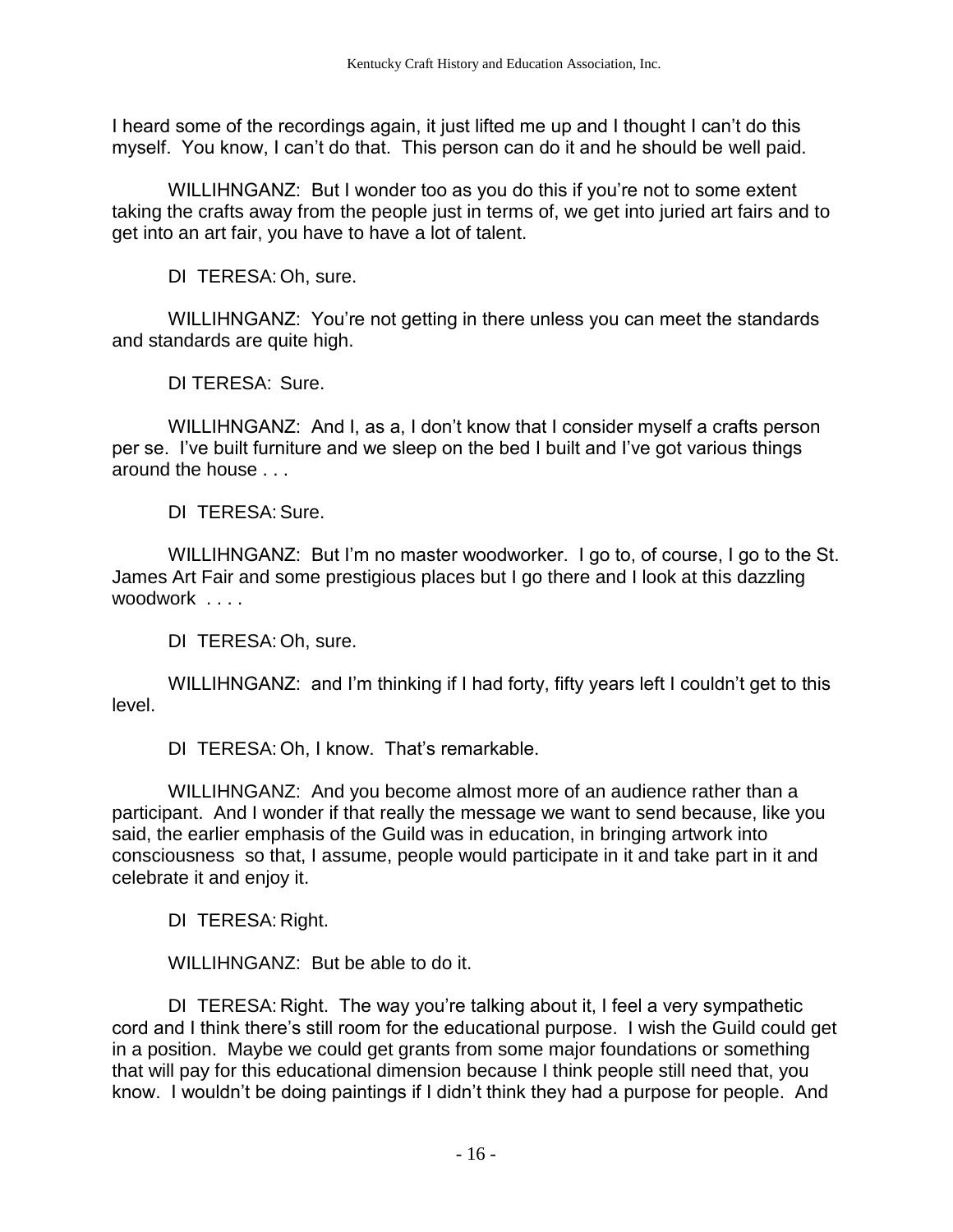I heard some of the recordings again, it just lifted me up and I thought I can't do this myself. You know, I can't do that. This person can do it and he should be well paid.

WILLIHNGANZ: But I wonder too as you do this if you're not to some extent taking the crafts away from the people just in terms of, we get into juried art fairs and to get into an art fair, you have to have a lot of talent.

DI TERESA: Oh, sure.

WILLIHNGANZ: You're not getting in there unless you can meet the standards and standards are quite high.

DI TERESA: Sure.

WILLIHNGANZ: And I, as a, I don't know that I consider myself a crafts person per se. I've built furniture and we sleep on the bed I built and I've got various things around the house . . .

DI TERESA: Sure.

WILLIHNGANZ: But I'm no master woodworker. I go to, of course, I go to the St. James Art Fair and some prestigious places but I go there and I look at this dazzling woodwork . . . .

DI TERESA: Oh, sure.

WILLIHNGANZ: and I'm thinking if I had forty, fifty years left I couldn't get to this level.

DI TERESA: Oh, I know. That's remarkable.

WILLIHNGANZ: And you become almost more of an audience rather than a participant. And I wonder if that really the message we want to send because, like you said, the earlier emphasis of the Guild was in education, in bringing artwork into consciousness so that, I assume, people would participate in it and take part in it and celebrate it and enjoy it.

DI TERESA: Right.

WILLIHNGANZ: But be able to do it.

DI TERESA: Right. The way you're talking about it, I feel a very sympathetic cord and I think there's still room for the educational purpose. I wish the Guild could get in a position. Maybe we could get grants from some major foundations or something that will pay for this educational dimension because I think people still need that, you know. I wouldn't be doing paintings if I didn't think they had a purpose for people. And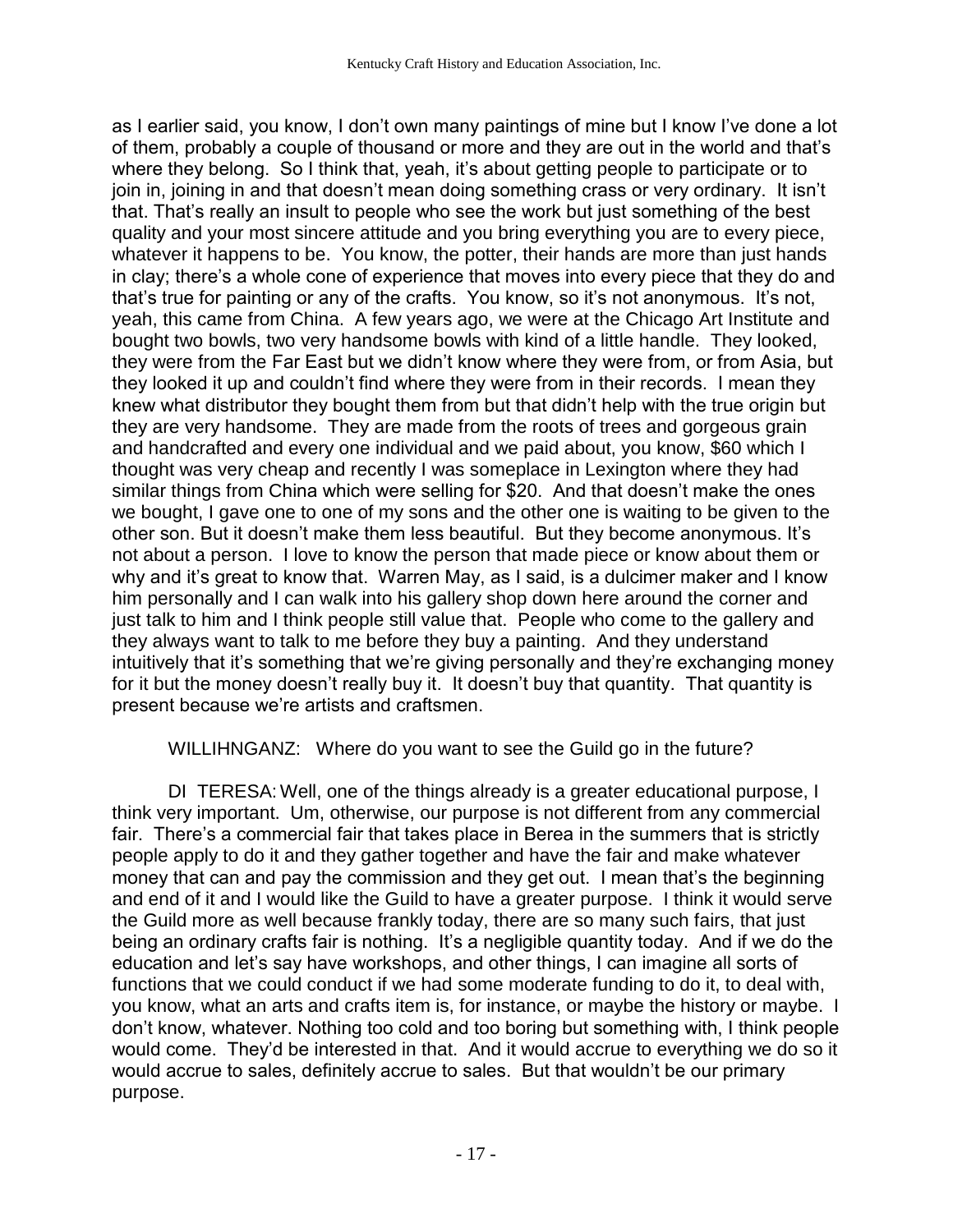as I earlier said, you know, I don't own many paintings of mine but I know I've done a lot of them, probably a couple of thousand or more and they are out in the world and that's where they belong. So I think that, yeah, it's about getting people to participate or to join in, joining in and that doesn't mean doing something crass or very ordinary. It isn't that. That's really an insult to people who see the work but just something of the best quality and your most sincere attitude and you bring everything you are to every piece, whatever it happens to be. You know, the potter, their hands are more than just hands in clay; there's a whole cone of experience that moves into every piece that they do and that's true for painting or any of the crafts. You know, so it's not anonymous. It's not, yeah, this came from China. A few years ago, we were at the Chicago Art Institute and bought two bowls, two very handsome bowls with kind of a little handle. They looked, they were from the Far East but we didn't know where they were from, or from Asia, but they looked it up and couldn't find where they were from in their records. I mean they knew what distributor they bought them from but that didn't help with the true origin but they are very handsome. They are made from the roots of trees and gorgeous grain and handcrafted and every one individual and we paid about, you know, $60 which I thought was very cheap and recently I was someplace in Lexington where they had similar things from China which were selling for $20. And that doesn't make the ones we bought, I gave one to one of my sons and the other one is waiting to be given to the other son. But it doesn't make them less beautiful. But they become anonymous. It's not about a person. I love to know the person that made piece or know about them or why and it's great to know that. Warren May, as I said, is a dulcimer maker and I know him personally and I can walk into his gallery shop down here around the corner and just talk to him and I think people still value that. People who come to the gallery and they always want to talk to me before they buy a painting. And they understand intuitively that it's something that we're giving personally and they're exchanging money for it but the money doesn't really buy it. It doesn't buy that quantity. That quantity is present because we're artists and craftsmen.

WILLIHNGANZ: Where do you want to see the Guild go in the future?

DI TERESA: Well, one of the things already is a greater educational purpose, I think very important. Um, otherwise, our purpose is not different from any commercial fair. There's a commercial fair that takes place in Berea in the summers that is strictly people apply to do it and they gather together and have the fair and make whatever money that can and pay the commission and they get out. I mean that's the beginning and end of it and I would like the Guild to have a greater purpose. I think it would serve the Guild more as well because frankly today, there are so many such fairs, that just being an ordinary crafts fair is nothing. It's a negligible quantity today. And if we do the education and let's say have workshops, and other things, I can imagine all sorts of functions that we could conduct if we had some moderate funding to do it, to deal with, you know, what an arts and crafts item is, for instance, or maybe the history or maybe. I don't know, whatever. Nothing too cold and too boring but something with, I think people would come. They'd be interested in that. And it would accrue to everything we do so it would accrue to sales, definitely accrue to sales. But that wouldn't be our primary purpose.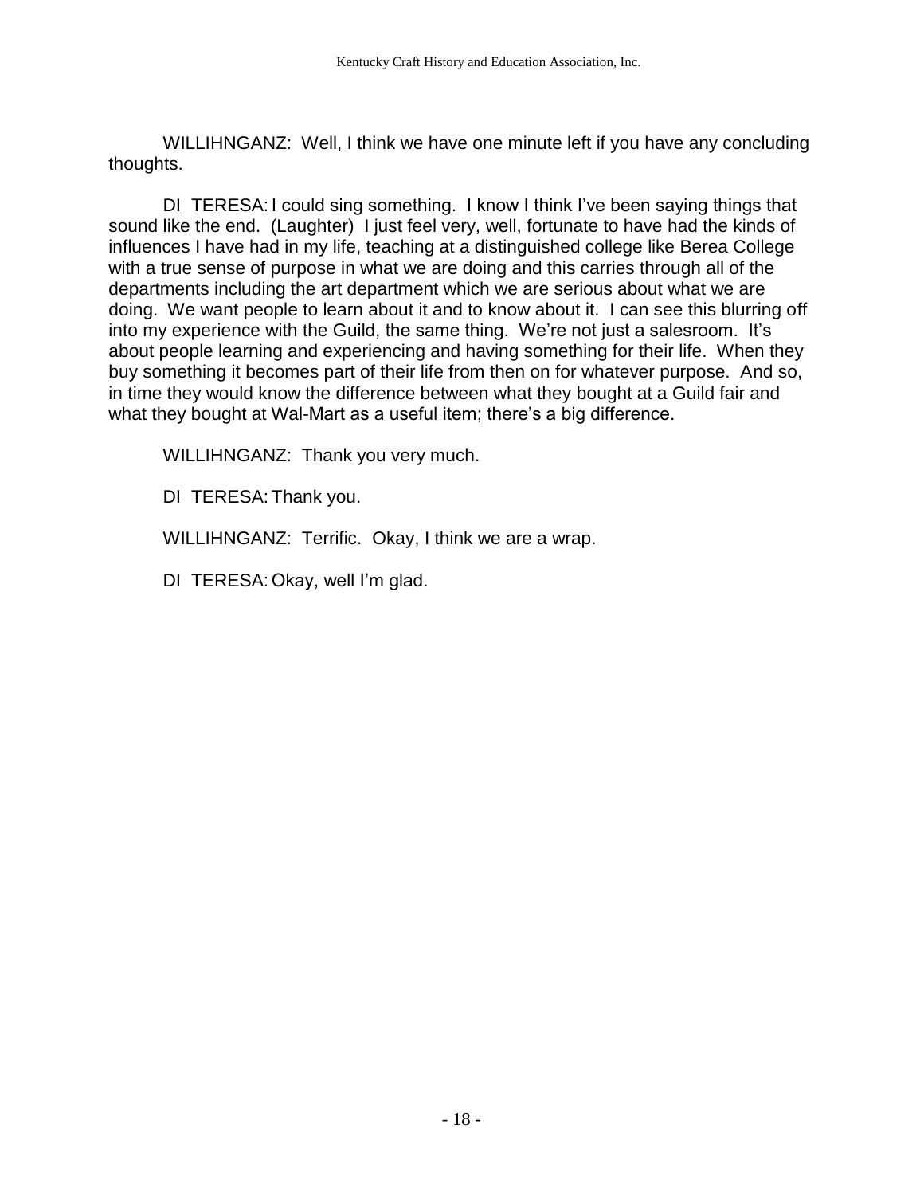WILLIHNGANZ: Well, I think we have one minute left if you have any concluding thoughts.

DI TERESA: I could sing something. I know I think I've been saying things that sound like the end. (Laughter) I just feel very, well, fortunate to have had the kinds of influences I have had in my life, teaching at a distinguished college like Berea College with a true sense of purpose in what we are doing and this carries through all of the departments including the art department which we are serious about what we are doing. We want people to learn about it and to know about it. I can see this blurring off into my experience with the Guild, the same thing. We're not just a salesroom. It's about people learning and experiencing and having something for their life. When they buy something it becomes part of their life from then on for whatever purpose. And so, in time they would know the difference between what they bought at a Guild fair and what they bought at Wal-Mart as a useful item; there's a big difference.

WILLIHNGANZ: Thank you very much.

DI TERESA: Thank you.

WILLIHNGANZ: Terrific. Okay, I think we are a wrap.

DI TERESA: Okay, well I'm glad.